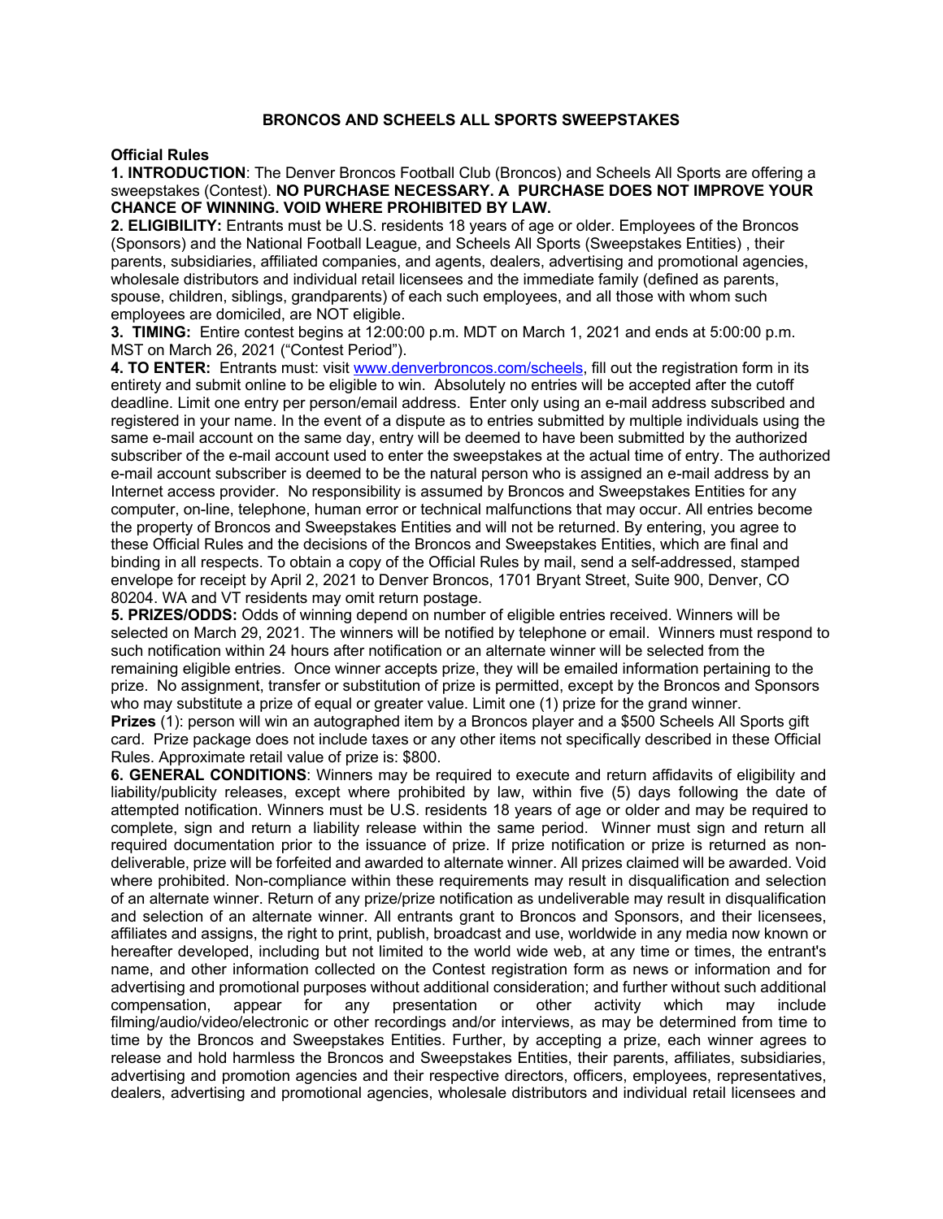# BRONCOS AND SCHEELS ALL SPORTS SWEEPSTAKES

**Official Rules**

**1. INTRODUCTION**: The Denver Broncos Football Club (Broncos) and Scheels All Sports are offering a sweepstakes (Contest). **NO PURCHASE NECESSARY. A PURCHASE DOES NOT IMPROVE YOUR CHANCE OF WINNING. VOID WHERE PROHIBITED BY LAW.**

**2. ELIGIBILITY:** Entrants must be U.S. residents 18 years of age or older. Employees of the Broncos (Sponsors) and the National Football League, and Scheels All Sports (Sweepstakes Entities) , their parents, subsidiaries, affiliated companies, and agents, dealers, advertising and promotional agencies, wholesale distributors and individual retail licensees and the immediate family (defined as parents, spouse, children, siblings, grandparents) of each such employees, and all those with whom such employees are domiciled, are NOT eligible.

**3. TIMING:** Entire contest begins at 12:00:00 p.m. MDT on March 1, 2021 and ends at 5:00:00 p.m. MST on March 26, 2021 ("Contest Period").

**4. TO ENTER:** Entrants must: visit www.denverbroncos.com/scheels, fill out the registration form in its entirety and submit online to be eligible to win. Absolutely no entries will be accepted after the cutoff deadline. Limit one entry per person/email address. Enter only using an e-mail address subscribed and registered in your name. In the event of a dispute as to entries submitted by multiple individuals using the same e-mail account on the same day, entry will be deemed to have been submitted by the authorized subscriber of the e-mail account used to enter the sweepstakes at the actual time of entry. The authorized e-mail account subscriber is deemed to be the natural person who is assigned an e-mail address by an Internet access provider. No responsibility is assumed by Broncos and Sweepstakes Entities for any computer, on-line, telephone, human error or technical malfunctions that may occur. All entries become the property of Broncos and Sweepstakes Entities and will not be returned. By entering, you agree to these Official Rules and the decisions of the Broncos and Sweepstakes Entities, which are final and binding in all respects. To obtain a copy of the Official Rules by mail, send a self-addressed, stamped envelope for receipt by April 2, 2021 to Denver Broncos, 1701 Bryant Street, Suite 900, Denver, CO 80204. WA and VT residents may omit return postage.

**5. PRIZES/ODDS:** Odds of winning depend on number of eligible entries received. Winners will be selected on March 29, 2021. The winners will be notified by telephone or email. Winners must respond to such notification within 24 hours after notification or an alternate winner will be selected from the remaining eligible entries. Once winner accepts prize, they will be emailed information pertaining to the prize. No assignment, transfer or substitution of prize is permitted, except by the Broncos and Sponsors who may substitute a prize of equal or greater value. Limit one (1) prize for the grand winner.

**Prizes** (1): person will win an autographed item by a Broncos player and a $500 Scheels All Sports gift card. Prize package does not include taxes or any other items not specifically described in these Official Rules. Approximate retail value of prize is: $800.

**6. GENERAL CONDITIONS**: Winners may be required to execute and return affidavits of eligibility and liability/publicity releases, except where prohibited by law, within five (5) days following the date of attempted notification. Winners must be U.S. residents 18 years of age or older and may be required to complete, sign and return a liability release within the same period. Winner must sign and return all required documentation prior to the issuance of prize. If prize notification or prize is returned as non-deliverable, prize will be forfeited and awarded to alternate winner. All prizes claimed will be awarded. Void where prohibited. Non-compliance within these requirements may result in disqualification and selection of an alternate winner. Return of any prize/prize notification as undeliverable may result in disqualification and selection of an alternate winner. All entrants grant to Broncos and Sponsors, and their licensees, affiliates and assigns, the right to print, publish, broadcast and use, worldwide in any media now known or hereafter developed, including but not limited to the world wide web, at any time or times, the entrant's name, and other information collected on the Contest registration form as news or information and for advertising and promotional purposes without additional consideration; and further without such additional compensation, appear for any presentation or other activity which may include filming/audio/video/electronic or other recordings and/or interviews, as may be determined from time to time by the Broncos and Sweepstakes Entities. Further, by accepting a prize, each winner agrees to release and hold harmless the Broncos and Sweepstakes Entities, their parents, affiliates, subsidiaries, advertising and promotion agencies and their respective directors, officers, employees, representatives, dealers, advertising and promotional agencies, wholesale distributors and individual retail licensees and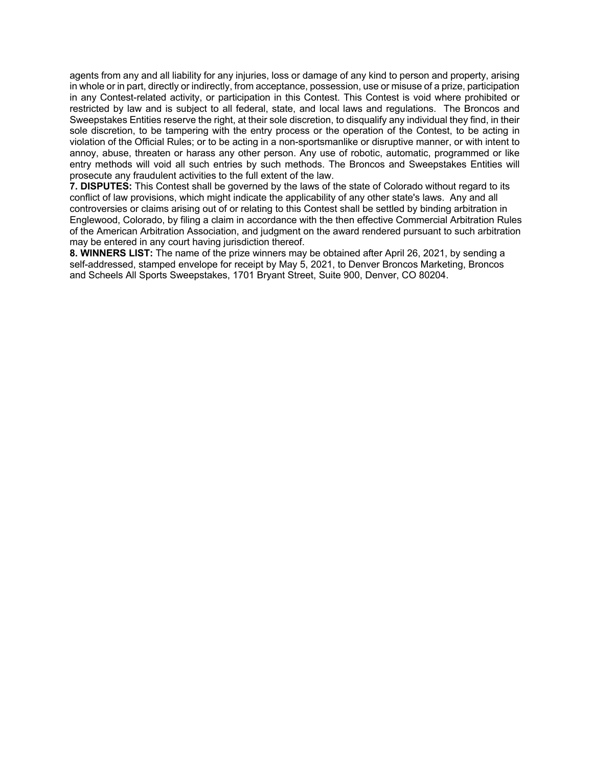agents from any and all liability for any injuries, loss or damage of any kind to person and property, arising in whole or in part, directly or indirectly, from acceptance, possession, use or misuse of a prize, participation in any Contest-related activity, or participation in this Contest. This Contest is void where prohibited or restricted by law and is subject to all federal, state, and local laws and regulations. The Broncos and Sweepstakes Entities reserve the right, at their sole discretion, to disqualify any individual they find, in their sole discretion, to be tampering with the entry process or the operation of the Contest, to be acting in violation of the Official Rules; or to be acting in a non-sportsmanlike or disruptive manner, or with intent to annoy, abuse, threaten or harass any other person. Any use of robotic, automatic, programmed or like entry methods will void all such entries by such methods. The Broncos and Sweepstakes Entities will prosecute any fraudulent activities to the full extent of the law.

**7. DISPUTES:** This Contest shall be governed by the laws of the state of Colorado without regard to its conflict of law provisions, which might indicate the applicability of any other state's laws. Any and all controversies or claims arising out of or relating to this Contest shall be settled by binding arbitration in Englewood, Colorado, by filing a claim in accordance with the then effective Commercial Arbitration Rules of the American Arbitration Association, and judgment on the award rendered pursuant to such arbitration may be entered in any court having jurisdiction thereof.

**8. WINNERS LIST:** The name of the prize winners may be obtained after April 26, 2021, by sending a self-addressed, stamped envelope for receipt by May 5, 2021, to Denver Broncos Marketing, Broncos and Scheels All Sports Sweepstakes, 1701 Bryant Street, Suite 900, Denver, CO 80204.